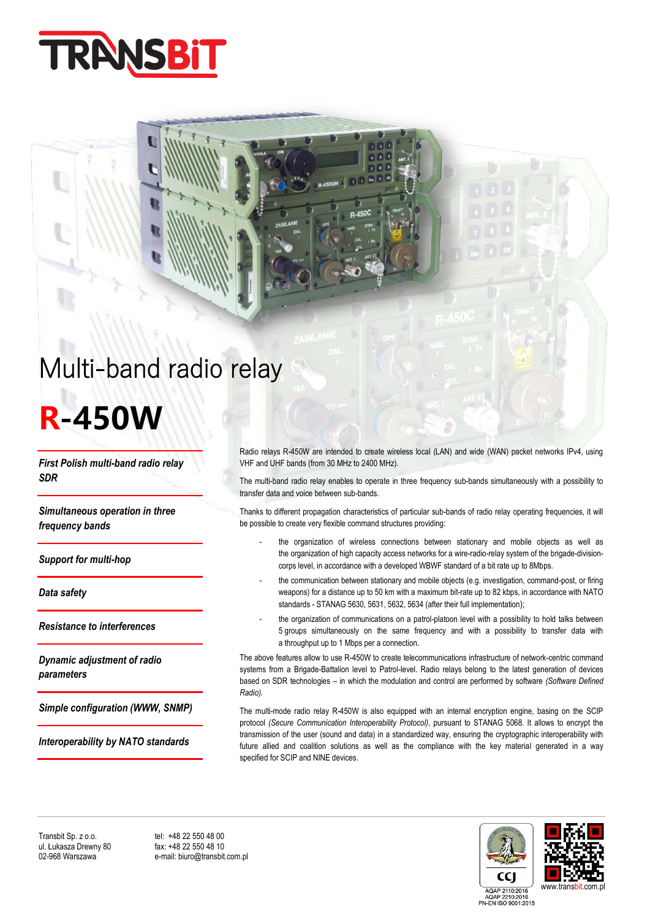# Multi-band radio relay

# R-450W

*First Polish multi-band radio relay SDR*

*Simultaneous operation in three frequency bands*

*Support for multi-hop*

*Data safety*

*Resistance to interferences*

*Dynamic adjustment of radio parameters*

*Simple configuration (WWW, SNMP)*

*Interoperability by NATO standards*

Radio relays R-450W are intended to create wireless local (LAN) and wide (WAN) packet networks IPv4, using VHF and UHF bands (from 30 MHz to 2400 MHz).

The multi-band radio relay enables to operate in three frequency sub-bands simultaneously with a possibility to transfer data and voice between sub-bands.

Thanks to different propagation characteristics of particular sub-bands of radio relay operating frequencies, it will be possible to create very flexible command structures providing:

- the organization of wireless connections between stationary and mobile objects as well as the organization of high capacity access networks for a wire-radio-relay system of the brigade-division-corps level, in accordance with a developed WBWF standard of a bit rate up to 8Mbps.
- the communication between stationary and mobile objects (e.g. investigation, command-post, or firing weapons) for a distance up to 50 km with a maximum bit-rate up to 82 kbps, in accordance with NATO standards - STANAG 5630, 5631, 5632, 5634 (after their full implementation);
- the organization of communications on a patrol-platoon level with a possibility to hold talks between 5 groups simultaneously on the same frequency and with a possibility to transfer data with a throughput up to 1 Mbps per a connection.

The above features allow to use R-450W to create telecommunications infrastructure of network-centric command systems from a Brigade-Battalion level to Patrol-level. Radio relays belong to the latest generation of devices based on SDR technologies – in which the modulation and control are performed by software *(Software Defined Radio)*.

The multi-mode radio relay R-450W is also equipped with an internal encryption engine, basing on the SCIP protocol *(Secure Communication Interoperability Protocol)*, pursuant to STANAG 5068. It allows to encrypt the transmission of the user (sound and data) in a standardized way, ensuring the cryptographic interoperability with future allied and coalition solutions as well as the compliance with the key material generated in a way specified for SCIP and NINE devices.

Transbit Sp. z o.o.
ul. Łukasza Drewny 80
02-968 Warszawa

tel: +48 22 550 48 00
fax: +48 22 550 48 10
e-mail: biuro@transbit.com.pl

AQAP 2110:2016
AQAP 2210:2016
PN-EN ISO 9001:2015

www.transbit.com.pl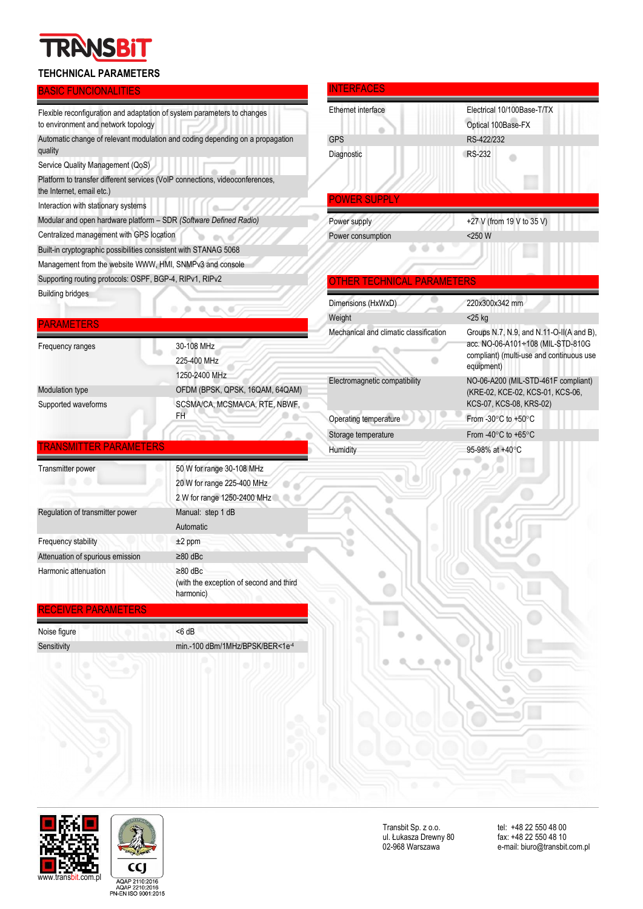# TEHCHNICAL PARAMETERS

## BASIC FUNCIONALITIES

- Flexible reconfiguration and adaptation of system parameters to changes to environment and network topology
- Automatic change of relevant modulation and coding depending on a propagation quality
- Service Quality Management (QoS)
- Platform to transfer different services (VoIP connections, videoconferences, the Internet, email etc.)
- Interaction with stationary systems
- Modular and open hardware platform – SDR *(Software Defined Radio)*
- Centralized management with GPS location
- Built-in cryptographic possibilities consistent with STANAG 5068
- Management from the website WWW, HMI, SNMPv3 and console
- Supporting routing protocols: OSPF, BGP-4, RIPv1, RIPv2
- Building bridges

## PARAMETERS

| | |
|---|---|
| Frequency ranges | 30-108 MHz<br>225-400 MHz<br>1250-2400 MHz |
| Modulation type | OFDM (BPSK, QPSK, 16QAM, 64QAM) |
| Supported waveforms | SCSMA/CA, MCSMA/CA, RTE, NBWF, FH |

## TRANSMITTER PARAMETERS

| | |
|---|---|
| Transmitter power | 50 W for range 30-108 MHz<br>20 W for range 225-400 MHz<br>2 W for range 1250-2400 MHz |
| Regulation of transmitter power | Manual: step 1 dB<br>Automatic |
| Frequency stability | ±2 ppm |
| Attenuation of spurious emission | ≥80 dBc |
| Harmonic attenuation | ≥80 dBc<br>(with the exception of second and third harmonic) |

## RECEIVER PARAMETERS

| | |
|---|---|
| Noise figure | <6 dB |
| Sensitivity | min.-100 dBm/1MHz/BPSK/BER<1e$^{-4}$ |

## INTERFACES

| | |
|---|---|
| Ethernet interface | Electrical 10/100Base-T/TX<br>Optical 100Base-FX |
| GPS | RS-422/232 |
| Diagnostic | RS-232 |

## POWER SUPPLY

| | |
|---|---|
| Power supply | +27 V (from 19 V to 35 V) |
| Power consumption | <250 W |

## OTHER TECHNICAL PARAMETERS

| | |
|---|---|
| Dimensions (HxWxD) | 220x300x342 mm |
| Weight | <25 kg |
| Mechanical and climatic classification | Groups N.7, N.9, and N.11-O-II(A and B), acc. NO-06-A101÷108 (MIL-STD-810G compliant) (multi-use and continuous use equipment) |
| Electromagnetic compatibility | NO-06-A200 (MIL-STD-461F compliant) (KRE-02, KCE-02, KCS-01, KCS-06, KCS-07, KCS-08, KRS-02) |
| Operating temperature | From -30°C to +50°C |
| Storage temperature | From -40°C to +65°C |
| Humidity | 95-98% at +40°C |

www.transbit.com.pl

CCJ
AQAP 2110:2016
AQAP 2210:2016
PN-EN ISO 9001:2015

Transbit Sp. z o.o.
ul. Łukasza Drewny 80
02-968 Warszawa

tel: +48 22 550 48 00
fax: +48 22 550 48 10
e-mail: biuro@transbit.com.pl